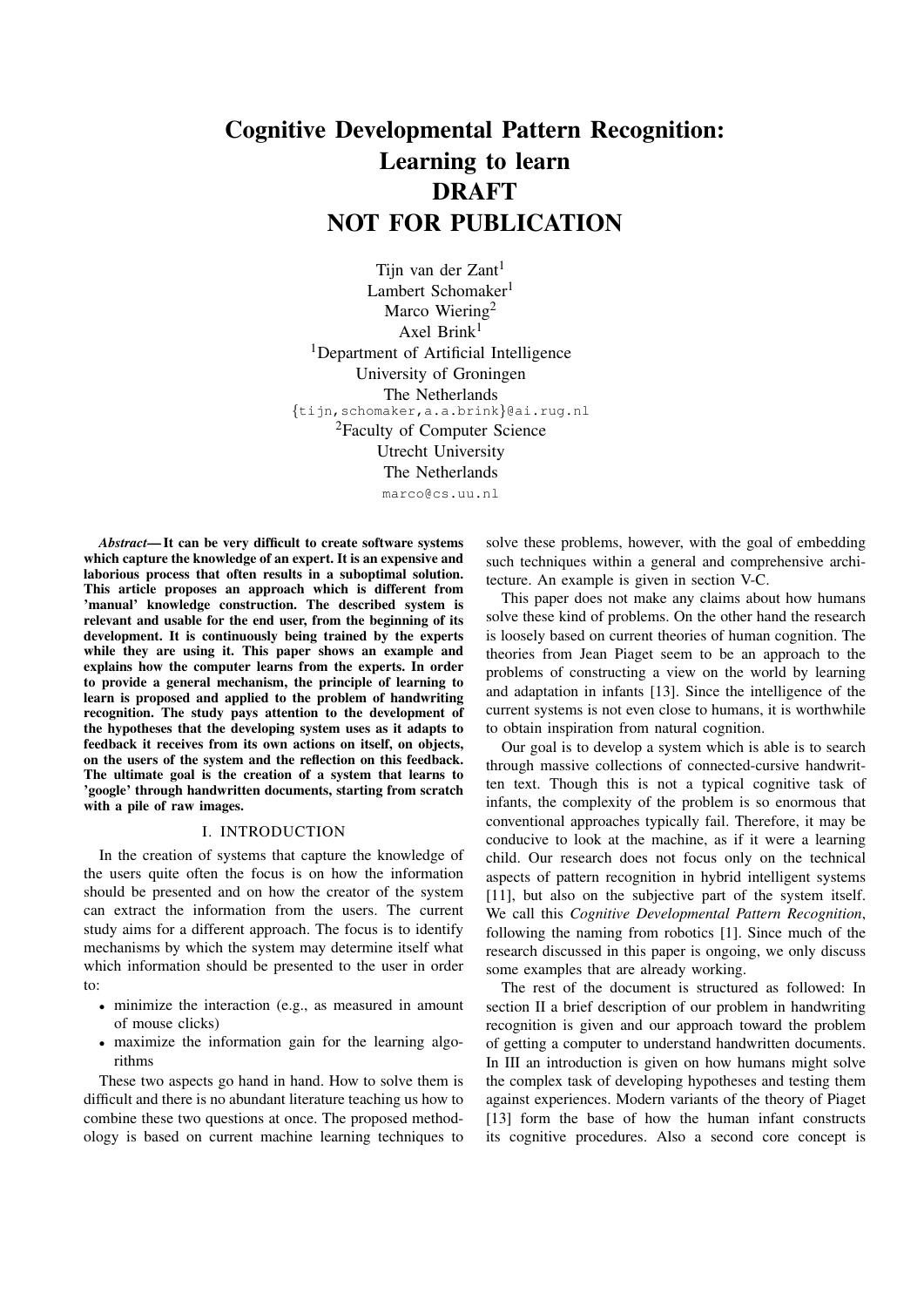# Cognitive Developmental Pattern Recognition: Learning to learn DRAFT NOT FOR PUBLICATION

Tijn van der Zant[1]
Lambert Schomaker[1]
Marco Wiering[2]
Axel Brink[1]

[1]Department of Artificial Intelligence
University of Groningen
The Netherlands
{tijn,schomaker,a.a.brink}@ai.rug.nl

[2]Faculty of Computer Science
Utrecht University
The Netherlands
marco@cs.uu.nl

***Abstract*— It can be very difficult to create software systems which capture the knowledge of an expert. It is an expensive and laborious process that often results in a suboptimal solution. This article proposes an approach which is different from 'manual' knowledge construction. The described system is relevant and usable for the end user, from the beginning of its development. It is continuously being trained by the experts while they are using it. This paper shows an example and explains how the computer learns from the experts. In order to provide a general mechanism, the principle of learning to learn is proposed and applied to the problem of handwriting recognition. The study pays attention to the development of the hypotheses that the developing system uses as it adapts to feedback it receives from its own actions on itself, on objects, on the users of the system and the reflection on this feedback. The ultimate goal is the creation of a system that learns to 'google' through handwritten documents, starting from scratch with a pile of raw images.**

## I. INTRODUCTION

In the creation of systems that capture the knowledge of the users quite often the focus is on how the information should be presented and on how the creator of the system can extract the information from the users. The current study aims for a different approach. The focus is to identify mechanisms by which the system may determine itself what which information should be presented to the user in order to:

- minimize the interaction (e.g., as measured in amount of mouse clicks)
- maximize the information gain for the learning algorithms

These two aspects go hand in hand. How to solve them is difficult and there is no abundant literature teaching us how to combine these two questions at once. The proposed methodology is based on current machine learning techniques to solve these problems, however, with the goal of embedding such techniques within a general and comprehensive architecture. An example is given in section V-C.

This paper does not make any claims about how humans solve these kind of problems. On the other hand the research is loosely based on current theories of human cognition. The theories from Jean Piaget seem to be an approach to the problems of constructing a view on the world by learning and adaptation in infants [13]. Since the intelligence of the current systems is not even close to humans, it is worthwhile to obtain inspiration from natural cognition.

Our goal is to develop a system which is able is to search through massive collections of connected-cursive handwritten text. Though this is not a typical cognitive task of infants, the complexity of the problem is so enormous that conventional approaches typically fail. Therefore, it may be conducive to look at the machine, as if it were a learning child. Our research does not focus only on the technical aspects of pattern recognition in hybrid intelligent systems [11], but also on the subjective part of the system itself. We call this *Cognitive Developmental Pattern Recognition*, following the naming from robotics [1]. Since much of the research discussed in this paper is ongoing, we only discuss some examples that are already working.

The rest of the document is structured as followed: In section II a brief description of our problem in handwriting recognition is given and our approach toward the problem of getting a computer to understand handwritten documents. In III an introduction is given on how humans might solve the complex task of developing hypotheses and testing them against experiences. Modern variants of the theory of Piaget [13] form the base of how the human infant constructs its cognitive procedures. Also a second core concept is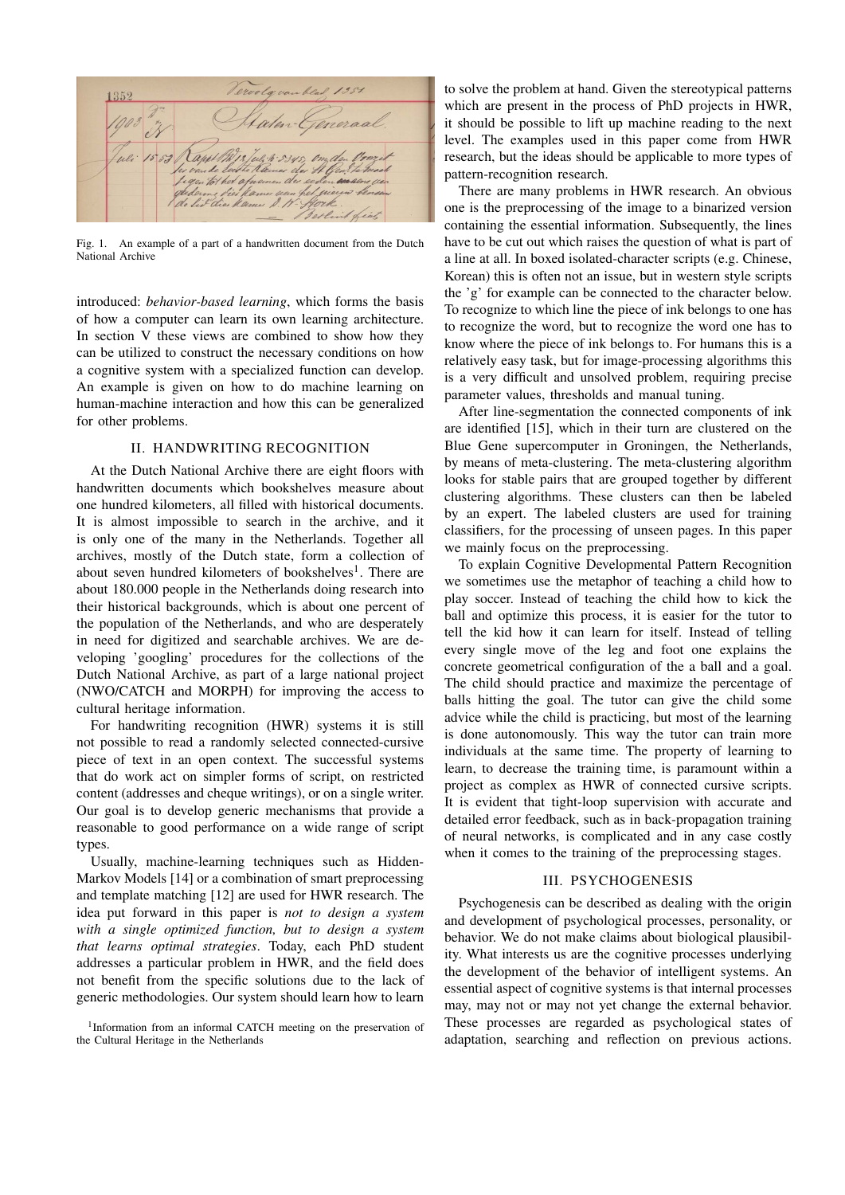Fig. 1. An example of a part of a handwritten document from the Dutch National Archive

introduced: *behavior-based learning*, which forms the basis of how a computer can learn its own learning architecture. In section V these views are combined to show how they can be utilized to construct the necessary conditions on how a cognitive system with a specialized function can develop. An example is given on how to do machine learning on human-machine interaction and how this can be generalized for other problems.

## II. HANDWRITING RECOGNITION

At the Dutch National Archive there are eight floors with handwritten documents which bookshelves measure about one hundred kilometers, all filled with historical documents. It is almost impossible to search in the archive, and it is only one of the many in the Netherlands. Together all archives, mostly of the Dutch state, form a collection of about seven hundred kilometers of bookshelves[1]. There are about 180.000 people in the Netherlands doing research into their historical backgrounds, which is about one percent of the population of the Netherlands, and who are desperately in need for digitized and searchable archives. We are developing 'googling' procedures for the collections of the Dutch National Archive, as part of a large national project (NWO/CATCH and MORPH) for improving the access to cultural heritage information.

For handwriting recognition (HWR) systems it is still not possible to read a randomly selected connected-cursive piece of text in an open context. The successful systems that do work act on simpler forms of script, on restricted content (addresses and cheque writings), or on a single writer. Our goal is to develop generic mechanisms that provide a reasonable to good performance on a wide range of script types.

Usually, machine-learning techniques such as Hidden-Markov Models [14] or a combination of smart preprocessing and template matching [12] are used for HWR research. The idea put forward in this paper is *not to design a system with a single optimized function, but to design a system that learns optimal strategies*. Today, each PhD student addresses a particular problem in HWR, and the field does not benefit from the specific solutions due to the lack of generic methodologies. Our system should learn how to learn to solve the problem at hand. Given the stereotypical patterns which are present in the process of PhD projects in HWR, it should be possible to lift up machine reading to the next level. The examples used in this paper come from HWR research, but the ideas should be applicable to more types of pattern-recognition research.

There are many problems in HWR research. An obvious one is the preprocessing of the image to a binarized version containing the essential information. Subsequently, the lines have to be cut out which raises the question of what is part of a line at all. In boxed isolated-character scripts (e.g. Chinese, Korean) this is often not an issue, but in western style scripts the 'g' for example can be connected to the character below. To recognize to which line the piece of ink belongs to one has to recognize the word, but to recognize the word one has to know where the piece of ink belongs to. For humans this is a relatively easy task, but for image-processing algorithms this is a very difficult and unsolved problem, requiring precise parameter values, thresholds and manual tuning.

After line-segmentation the connected components of ink are identified [15], which in their turn are clustered on the Blue Gene supercomputer in Groningen, the Netherlands, by means of meta-clustering. The meta-clustering algorithm looks for stable pairs that are grouped together by different clustering algorithms. These clusters can then be labeled by an expert. The labeled clusters are used for training classifiers, for the processing of unseen pages. In this paper we mainly focus on the preprocessing.

To explain Cognitive Developmental Pattern Recognition we sometimes use the metaphor of teaching a child how to play soccer. Instead of teaching the child how to kick the ball and optimize this process, it is easier for the tutor to tell the kid how it can learn for itself. Instead of telling every single move of the leg and foot one explains the concrete geometrical configuration of the a ball and a goal. The child should practice and maximize the percentage of balls hitting the goal. The tutor can give the child some advice while the child is practicing, but most of the learning is done autonomously. This way the tutor can train more individuals at the same time. The property of learning to learn, to decrease the training time, is paramount within a project as complex as HWR of connected cursive scripts. It is evident that tight-loop supervision with accurate and detailed error feedback, such as in back-propagation training of neural networks, is complicated and in any case costly when it comes to the training of the preprocessing stages.

## III. PSYCHOGENESIS

Psychogenesis can be described as dealing with the origin and development of psychological processes, personality, or behavior. We do not make claims about biological plausibility. What interests us are the cognitive processes underlying the development of the behavior of intelligent systems. An essential aspect of cognitive systems is that internal processes may, may not or may not yet change the external behavior. These processes are regarded as psychological states of adaptation, searching and reflection on previous actions.

[1]Information from an informal CATCH meeting on the preservation of the Cultural Heritage in the Netherlands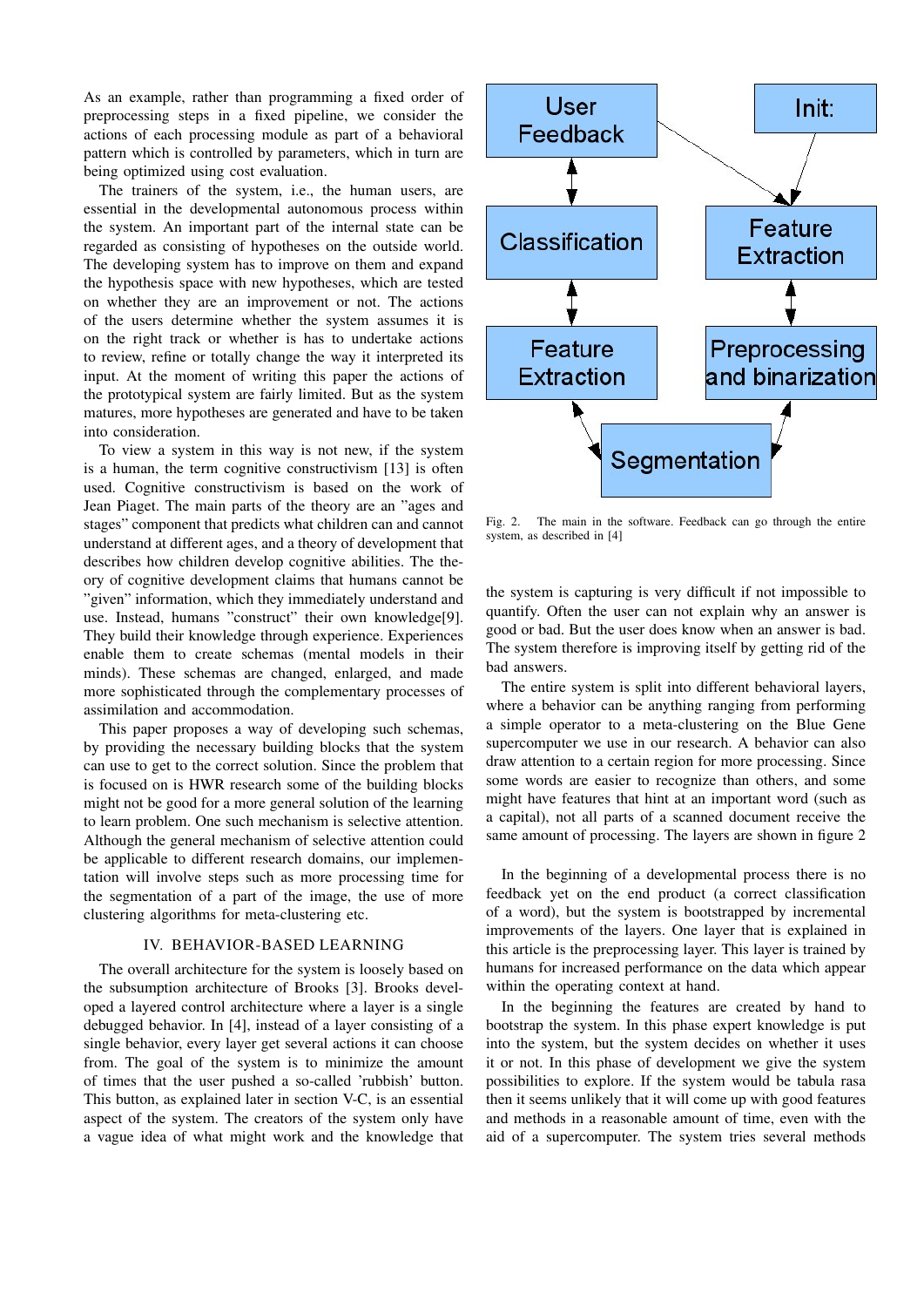As an example, rather than programming a fixed order of preprocessing steps in a fixed pipeline, we consider the actions of each processing module as part of a behavioral pattern which is controlled by parameters, which in turn are being optimized using cost evaluation.

The trainers of the system, i.e., the human users, are essential in the developmental autonomous process within the system. An important part of the internal state can be regarded as consisting of hypotheses on the outside world. The developing system has to improve on them and expand the hypothesis space with new hypotheses, which are tested on whether they are an improvement or not. The actions of the users determine whether the system assumes it is on the right track or whether is has to undertake actions to review, refine or totally change the way it interpreted its input. At the moment of writing this paper the actions of the prototypical system are fairly limited. But as the system matures, more hypotheses are generated and have to be taken into consideration.

To view a system in this way is not new, if the system is a human, the term cognitive constructivism [13] is often used. Cognitive constructivism is based on the work of Jean Piaget. The main parts of the theory are an "ages and stages" component that predicts what children can and cannot understand at different ages, and a theory of development that describes how children develop cognitive abilities. The theory of cognitive development claims that humans cannot be "given" information, which they immediately understand and use. Instead, humans "construct" their own knowledge[9]. They build their knowledge through experience. Experiences enable them to create schemas (mental models in their minds). These schemas are changed, enlarged, and made more sophisticated through the complementary processes of assimilation and accommodation.

This paper proposes a way of developing such schemas, by providing the necessary building blocks that the system can use to get to the correct solution. Since the problem that is focused on is HWR research some of the building blocks might not be good for a more general solution of the learning to learn problem. One such mechanism is selective attention. Although the general mechanism of selective attention could be applicable to different research domains, our implementation will involve steps such as more processing time for the segmentation of a part of the image, the use of more clustering algorithms for meta-clustering etc.

## IV. Behavior-Based Learning

The overall architecture for the system is loosely based on the subsumption architecture of Brooks [3]. Brooks developed a layered control architecture where a layer is a single debugged behavior. In [4], instead of a layer consisting of a single behavior, every layer get several actions it can choose from. The goal of the system is to minimize the amount of times that the user pushed a so-called 'rubbish' button. This button, as explained later in section V-C, is an essential aspect of the system. The creators of the system only have a vague idea of what might work and the knowledge that the system is capturing is very difficult if not impossible to quantify. Often the user can not explain why an answer is good or bad. But the user does know when an answer is bad. The system therefore is improving itself by getting rid of the bad answers.

User Feedback | Init: | Classification | Feature Extraction | Feature Extraction | Preprocessing and binarization | Segmentation

Fig. 2. The main in the software. Feedback can go through the entire system, as described in [4]

The entire system is split into different behavioral layers, where a behavior can be anything ranging from performing a simple operator to a meta-clustering on the Blue Gene supercomputer we use in our research. A behavior can also draw attention to a certain region for more processing. Since some words are easier to recognize than others, and some might have features that hint at an important word (such as a capital), not all parts of a scanned document receive the same amount of processing. The layers are shown in figure 2

In the beginning of a developmental process there is no feedback yet on the end product (a correct classification of a word), but the system is bootstrapped by incremental improvements of the layers. One layer that is explained in this article is the preprocessing layer. This layer is trained by humans for increased performance on the data which appear within the operating context at hand.

In the beginning the features are created by hand to bootstrap the system. In this phase expert knowledge is put into the system, but the system decides on whether it uses it or not. In this phase of development we give the system possibilities to explore. If the system would be tabula rasa then it seems unlikely that it will come up with good features and methods in a reasonable amount of time, even with the aid of a supercomputer. The system tries several methods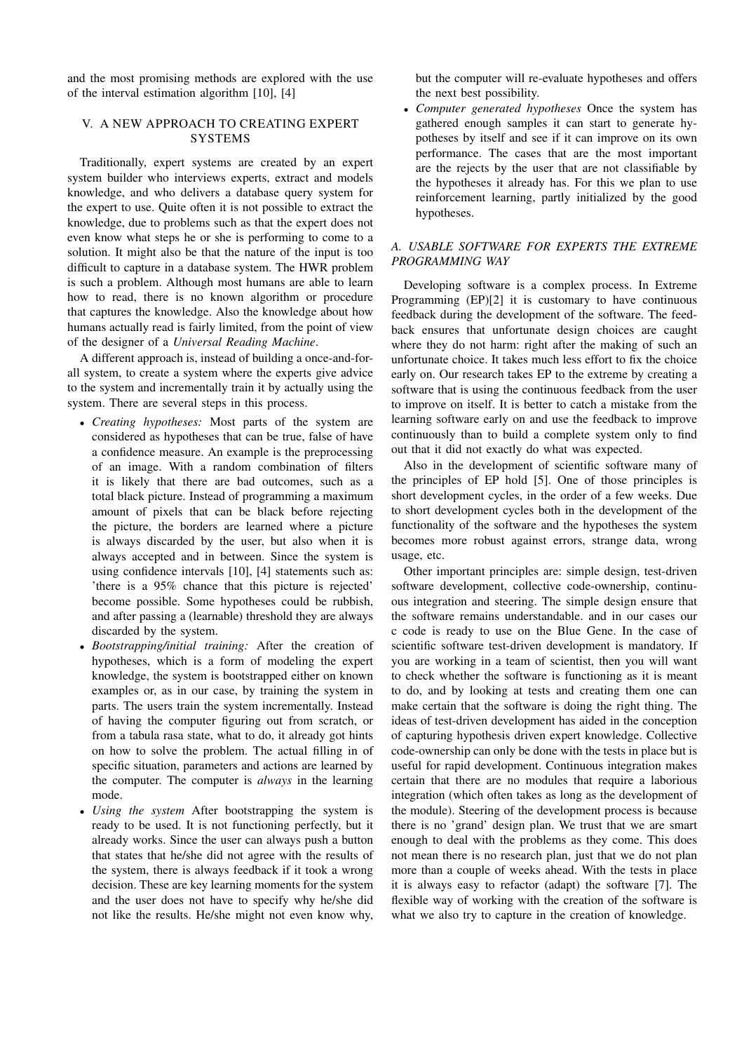and the most promising methods are explored with the use of the interval estimation algorithm [10], [4]

## V. A NEW APPROACH TO CREATING EXPERT SYSTEMS

Traditionally, expert systems are created by an expert system builder who interviews experts, extract and models knowledge, and who delivers a database query system for the expert to use. Quite often it is not possible to extract the knowledge, due to problems such as that the expert does not even know what steps he or she is performing to come to a solution. It might also be that the nature of the input is too difficult to capture in a database system. The HWR problem is such a problem. Although most humans are able to learn how to read, there is no known algorithm or procedure that captures the knowledge. Also the knowledge about how humans actually read is fairly limited, from the point of view of the designer of a *Universal Reading Machine*.

A different approach is, instead of building a once-and-for-all system, to create a system where the experts give advice to the system and incrementally train it by actually using the system. There are several steps in this process.

- *Creating hypotheses:* Most parts of the system are considered as hypotheses that can be true, false of have a confidence measure. An example is the preprocessing of an image. With a random combination of filters it is likely that there are bad outcomes, such as a total black picture. Instead of programming a maximum amount of pixels that can be black before rejecting the picture, the borders are learned where a picture is always discarded by the user, but also when it is always accepted and in between. Since the system is using confidence intervals [10], [4] statements such as: 'there is a 95% chance that this picture is rejected' become possible. Some hypotheses could be rubbish, and after passing a (learnable) threshold they are always discarded by the system.
- *Bootstrapping/initial training:* After the creation of hypotheses, which is a form of modeling the expert knowledge, the system is bootstrapped either on known examples or, as in our case, by training the system in parts. The users train the system incrementally. Instead of having the computer figuring out from scratch, or from a tabula rasa state, what to do, it already got hints on how to solve the problem. The actual filling in of specific situation, parameters and actions are learned by the computer. The computer is *always* in the learning mode.
- *Using the system* After bootstrapping the system is ready to be used. It is not functioning perfectly, but it already works. Since the user can always push a button that states that he/she did not agree with the results of the system, there is always feedback if it took a wrong decision. These are key learning moments for the system and the user does not have to specify why he/she did not like the results. He/she might not even know why, but the computer will re-evaluate hypotheses and offers the next best possibility.
- *Computer generated hypotheses* Once the system has gathered enough samples it can start to generate hypotheses by itself and see if it can improve on its own performance. The cases that are the most important are the rejects by the user that are not classifiable by the hypotheses it already has. For this we plan to use reinforcement learning, partly initialized by the good hypotheses.

### A. USABLE SOFTWARE FOR EXPERTS THE EXTREME PROGRAMMING WAY

Developing software is a complex process. In Extreme Programming (EP)[2] it is customary to have continuous feedback during the development of the software. The feedback ensures that unfortunate design choices are caught where they do not harm: right after the making of such an unfortunate choice. It takes much less effort to fix the choice early on. Our research takes EP to the extreme by creating a software that is using the continuous feedback from the user to improve on itself. It is better to catch a mistake from the learning software early on and use the feedback to improve continuously than to build a complete system only to find out that it did not exactly do what was expected.

Also in the development of scientific software many of the principles of EP hold [5]. One of those principles is short development cycles, in the order of a few weeks. Due to short development cycles both in the development of the functionality of the software and the hypotheses the system becomes more robust against errors, strange data, wrong usage, etc.

Other important principles are: simple design, test-driven software development, collective code-ownership, continuous integration and steering. The simple design ensure that the software remains understandable. and in our cases our c code is ready to use on the Blue Gene. In the case of scientific software test-driven development is mandatory. If you are working in a team of scientist, then you will want to check whether the software is functioning as it is meant to do, and by looking at tests and creating them one can make certain that the software is doing the right thing. The ideas of test-driven development has aided in the conception of capturing hypothesis driven expert knowledge. Collective code-ownership can only be done with the tests in place but is useful for rapid development. Continuous integration makes certain that there are no modules that require a laborious integration (which often takes as long as the development of the module). Steering of the development process is because there is no 'grand' design plan. We trust that we are smart enough to deal with the problems as they come. This does not mean there is no research plan, just that we do not plan more than a couple of weeks ahead. With the tests in place it is always easy to refactor (adapt) the software [7]. The flexible way of working with the creation of the software is what we also try to capture in the creation of knowledge.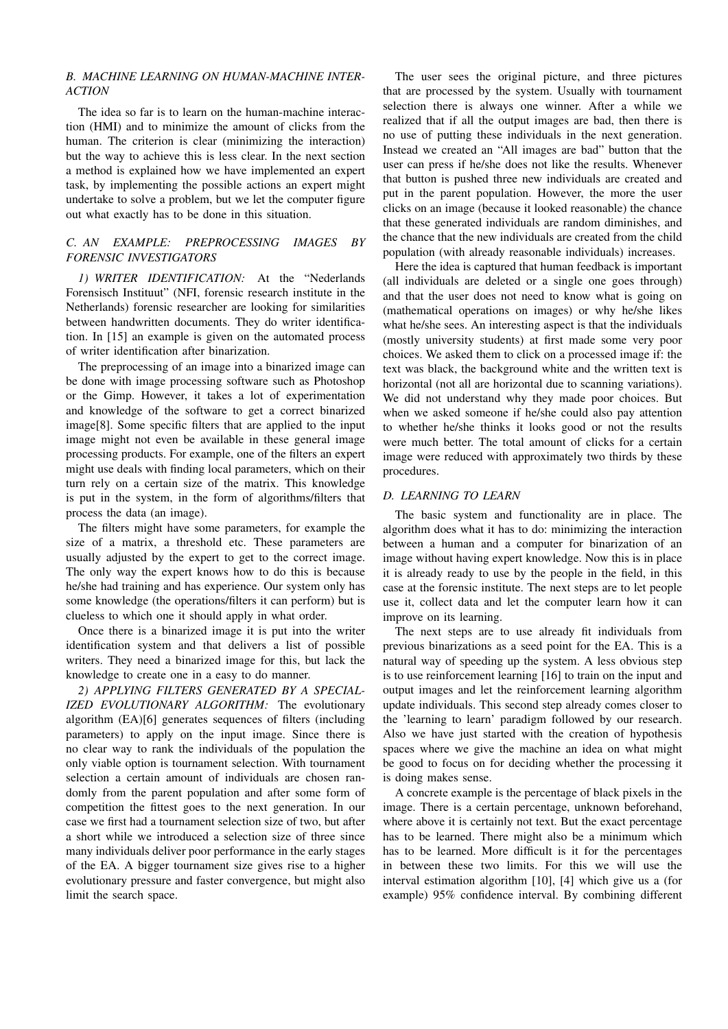### B. MACHINE LEARNING ON HUMAN-MACHINE INTERACTION

The idea so far is to learn on the human-machine interaction (HMI) and to minimize the amount of clicks from the human. The criterion is clear (minimizing the interaction) but the way to achieve this is less clear. In the next section a method is explained how we have implemented an expert task, by implementing the possible actions an expert might undertake to solve a problem, but we let the computer figure out what exactly has to be done in this situation.

### C. AN EXAMPLE: PREPROCESSING IMAGES BY FORENSIC INVESTIGATORS

*1) WRITER IDENTIFICATION:* At the "Nederlands Forensisch Instituut" (NFI, forensic research institute in the Netherlands) forensic researcher are looking for similarities between handwritten documents. They do writer identification. In [15] an example is given on the automated process of writer identification after binarization.

The preprocessing of an image into a binarized image can be done with image processing software such as Photoshop or the Gimp. However, it takes a lot of experimentation and knowledge of the software to get a correct binarized image[8]. Some specific filters that are applied to the input image might not even be available in these general image processing products. For example, one of the filters an expert might use deals with finding local parameters, which on their turn rely on a certain size of the matrix. This knowledge is put in the system, in the form of algorithms/filters that process the data (an image).

The filters might have some parameters, for example the size of a matrix, a threshold etc. These parameters are usually adjusted by the expert to get to the correct image. The only way the expert knows how to do this is because he/she had training and has experience. Our system only has some knowledge (the operations/filters it can perform) but is clueless to which one it should apply in what order.

Once there is a binarized image it is put into the writer identification system and that delivers a list of possible writers. They need a binarized image for this, but lack the knowledge to create one in a easy to do manner.

*2) APPLYING FILTERS GENERATED BY A SPECIALIZED EVOLUTIONARY ALGORITHM:* The evolutionary algorithm (EA)[6] generates sequences of filters (including parameters) to apply on the input image. Since there is no clear way to rank the individuals of the population the only viable option is tournament selection. With tournament selection a certain amount of individuals are chosen randomly from the parent population and after some form of competition the fittest goes to the next generation. In our case we first had a tournament selection size of two, but after a short while we introduced a selection size of three since many individuals deliver poor performance in the early stages of the EA. A bigger tournament size gives rise to a higher evolutionary pressure and faster convergence, but might also limit the search space.

The user sees the original picture, and three pictures that are processed by the system. Usually with tournament selection there is always one winner. After a while we realized that if all the output images are bad, then there is no use of putting these individuals in the next generation. Instead we created an "All images are bad" button that the user can press if he/she does not like the results. Whenever that button is pushed three new individuals are created and put in the parent population. However, the more the user clicks on an image (because it looked reasonable) the chance that these generated individuals are random diminishes, and the chance that the new individuals are created from the child population (with already reasonable individuals) increases.

Here the idea is captured that human feedback is important (all individuals are deleted or a single one goes through) and that the user does not need to know what is going on (mathematical operations on images) or why he/she likes what he/she sees. An interesting aspect is that the individuals (mostly university students) at first made some very poor choices. We asked them to click on a processed image if: the text was black, the background white and the written text is horizontal (not all are horizontal due to scanning variations). We did not understand why they made poor choices. But when we asked someone if he/she could also pay attention to whether he/she thinks it looks good or not the results were much better. The total amount of clicks for a certain image were reduced with approximately two thirds by these procedures.

### D. LEARNING TO LEARN

The basic system and functionality are in place. The algorithm does what it has to do: minimizing the interaction between a human and a computer for binarization of an image without having expert knowledge. Now this is in place it is already ready to use by the people in the field, in this case at the forensic institute. The next steps are to let people use it, collect data and let the computer learn how it can improve on its learning.

The next steps are to use already fit individuals from previous binarizations as a seed point for the EA. This is a natural way of speeding up the system. A less obvious step is to use reinforcement learning [16] to train on the input and output images and let the reinforcement learning algorithm update individuals. This second step already comes closer to the 'learning to learn' paradigm followed by our research. Also we have just started with the creation of hypothesis spaces where we give the machine an idea on what might be good to focus on for deciding whether the processing it is doing makes sense.

A concrete example is the percentage of black pixels in the image. There is a certain percentage, unknown beforehand, where above it is certainly not text. But the exact percentage has to be learned. There might also be a minimum which has to be learned. More difficult is it for the percentages in between these two limits. For this we will use the interval estimation algorithm [10], [4] which give us a (for example) 95% confidence interval. By combining different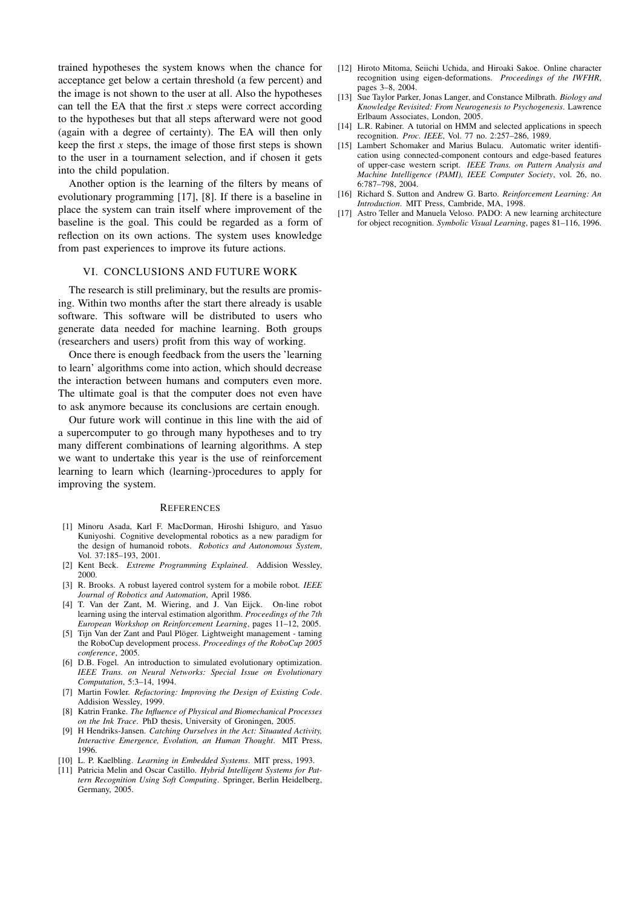trained hypotheses the system knows when the chance for acceptance get below a certain threshold (a few percent) and the image is not shown to the user at all. Also the hypotheses can tell the EA that the first $x$ steps were correct according to the hypotheses but that all steps afterward were not good (again with a degree of certainty). The EA will then only keep the first $x$ steps, the image of those first steps is shown to the user in a tournament selection, and if chosen it gets into the child population.

Another option is the learning of the filters by means of evolutionary programming [17], [8]. If there is a baseline in place the system can train itself where improvement of the baseline is the goal. This could be regarded as a form of reflection on its own actions. The system uses knowledge from past experiences to improve its future actions.

## VI. Conclusions and Future Work

The research is still preliminary, but the results are promising. Within two months after the start there already is usable software. This software will be distributed to users who generate data needed for machine learning. Both groups (researchers and users) profit from this way of working.

Once there is enough feedback from the users the 'learning to learn' algorithms come into action, which should decrease the interaction between humans and computers even more. The ultimate goal is that the computer does not even have to ask anymore because its conclusions are certain enough.

Our future work will continue in this line with the aid of a supercomputer to go through many hypotheses and to try many different combinations of learning algorithms. A step we want to undertake this year is the use of reinforcement learning to learn which (learning-)procedures to apply for improving the system.

## References

[1] Minoru Asada, Karl F. MacDorman, Hiroshi Ishiguro, and Yasuo Kuniyoshi. Cognitive developmental robotics as a new paradigm for the design of humanoid robots. *Robotics and Autonomous System*, Vol. 37:185–193, 2001.

[2] Kent Beck. *Extreme Programming Explained*. Addision Wessley, 2000.

[3] R. Brooks. A robust layered control system for a mobile robot. *IEEE Journal of Robotics and Automation*, April 1986.

[4] T. Van der Zant, M. Wiering, and J. Van Eijck. On-line robot learning using the interval estimation algorithm. *Proceedings of the 7th European Workshop on Reinforcement Learning*, pages 11–12, 2005.

[5] Tijn Van der Zant and Paul Plöger. Lightweight management - taming the RoboCup development process. *Proceedings of the RoboCup 2005 conference*, 2005.

[6] D.B. Fogel. An introduction to simulated evolutionary optimization. *IEEE Trans. on Neural Networks: Special Issue on Evolutionary Computation*, 5:3–14, 1994.

[7] Martin Fowler. *Refactoring: Improving the Design of Existing Code*. Addision Wessley, 1999.

[8] Katrin Franke. *The Influence of Physical and Biomechanical Processes on the Ink Trace*. PhD thesis, University of Groningen, 2005.

[9] H Hendriks-Jansen. *Catching Ourselves in the Act: Situauted Activity, Interactive Emergence, Evolution, an Human Thought*. MIT Press, 1996.

[10] L. P. Kaelbling. *Learning in Embedded Systems*. MIT press, 1993.

[11] Patricia Melin and Oscar Castillo. *Hybrid Intelligent Systems for Pattern Recognition Using Soft Computing*. Springer, Berlin Heidelberg, Germany, 2005.

[12] Hiroto Mitoma, Seiichi Uchida, and Hiroaki Sakoe. Online character recognition using eigen-deformations. *Proceedings of the IWFHR*, pages 3–8, 2004.

[13] Sue Taylor Parker, Jonas Langer, and Constance Milbrath. *Biology and Knowledge Revisited: From Neurogenesis to Psychogenesis*. Lawrence Erlbaum Associates, London, 2005.

[14] L.R. Rabiner. A tutorial on HMM and selected applications in speech recognition. *Proc. IEEE*, Vol. 77 no. 2:257–286, 1989.

[15] Lambert Schomaker and Marius Bulacu. Automatic writer identification using connected-component contours and edge-based features of upper-case western script. *IEEE Trans. on Pattern Analysis and Machine Intelligence (PAMI), IEEE Computer Society*, vol. 26, no. 6:787–798, 2004.

[16] Richard S. Sutton and Andrew G. Barto. *Reinforcement Learning: An Introduction*. MIT Press, Cambride, MA, 1998.

[17] Astro Teller and Manuela Veloso. PADO: A new learning architecture for object recognition. *Symbolic Visual Learning*, pages 81–116, 1996.